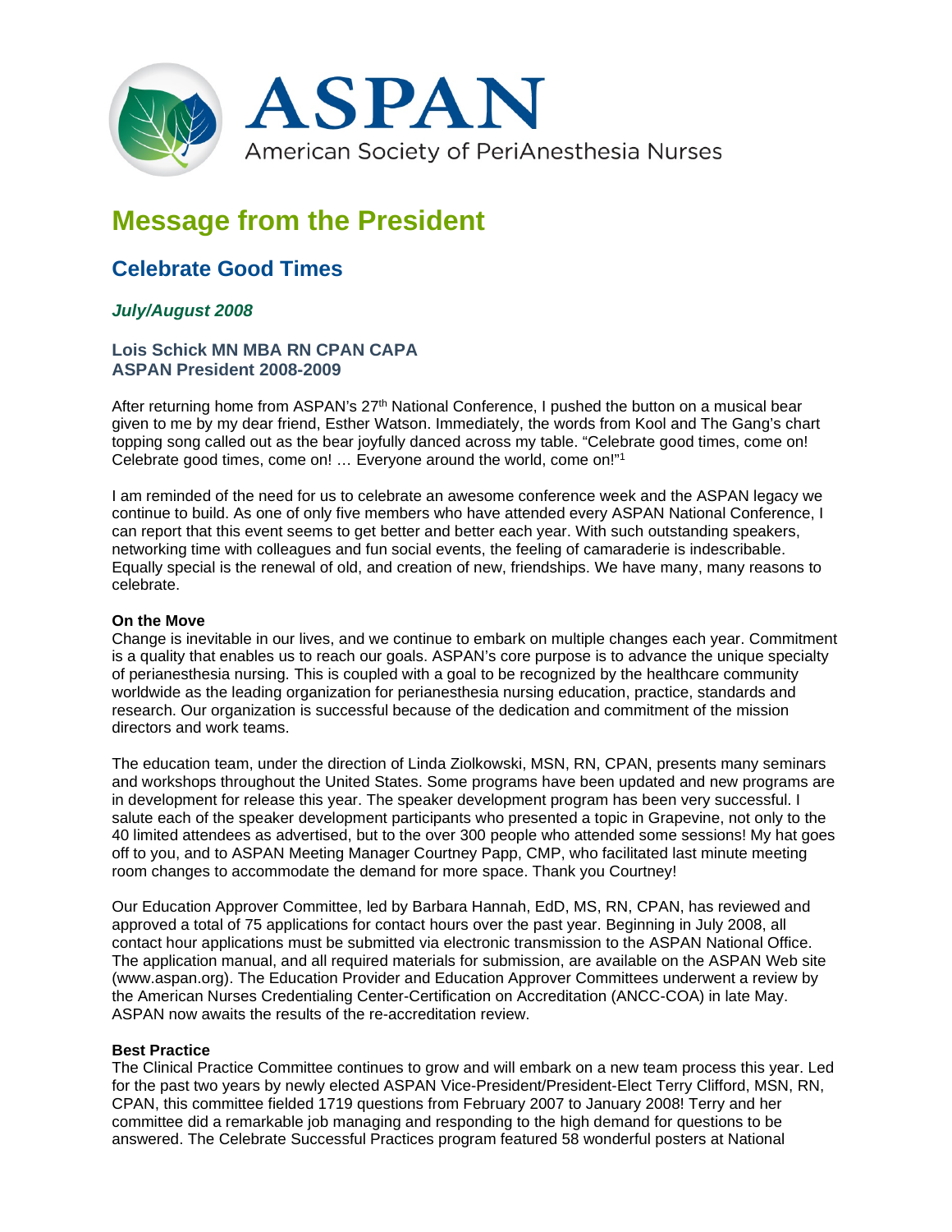# ASPAN

American Society of PeriAnesthesia Nurses

# Message from the President

## Celebrate Good Times

### *July/August 2008*

**Lois Schick MN MBA RN CPAN CAPA**
**ASPAN President 2008-2009**

After returning home from ASPAN's 27th National Conference, I pushed the button on a musical bear given to me by my dear friend, Esther Watson. Immediately, the words from Kool and The Gang's chart topping song called out as the bear joyfully danced across my table. "Celebrate good times, come on! Celebrate good times, come on! … Everyone around the world, come on!"[1]

I am reminded of the need for us to celebrate an awesome conference week and the ASPAN legacy we continue to build. As one of only five members who have attended every ASPAN National Conference, I can report that this event seems to get better and better each year. With such outstanding speakers, networking time with colleagues and fun social events, the feeling of camaraderie is indescribable. Equally special is the renewal of old, and creation of new, friendships. We have many, many reasons to celebrate.

**On the Move**

Change is inevitable in our lives, and we continue to embark on multiple changes each year. Commitment is a quality that enables us to reach our goals. ASPAN's core purpose is to advance the unique specialty of perianesthesia nursing. This is coupled with a goal to be recognized by the healthcare community worldwide as the leading organization for perianesthesia nursing education, practice, standards and research. Our organization is successful because of the dedication and commitment of the mission directors and work teams.

The education team, under the direction of Linda Ziolkowski, MSN, RN, CPAN, presents many seminars and workshops throughout the United States. Some programs have been updated and new programs are in development for release this year. The speaker development program has been very successful. I salute each of the speaker development participants who presented a topic in Grapevine, not only to the 40 limited attendees as advertised, but to the over 300 people who attended some sessions! My hat goes off to you, and to ASPAN Meeting Manager Courtney Papp, CMP, who facilitated last minute meeting room changes to accommodate the demand for more space. Thank you Courtney!

Our Education Approver Committee, led by Barbara Hannah, EdD, MS, RN, CPAN, has reviewed and approved a total of 75 applications for contact hours over the past year. Beginning in July 2008, all contact hour applications must be submitted via electronic transmission to the ASPAN National Office. The application manual, and all required materials for submission, are available on the ASPAN Web site (www.aspan.org). The Education Provider and Education Approver Committees underwent a review by the American Nurses Credentialing Center-Certification on Accreditation (ANCC-COA) in late May. ASPAN now awaits the results of the re-accreditation review.

**Best Practice**

The Clinical Practice Committee continues to grow and will embark on a new team process this year. Led for the past two years by newly elected ASPAN Vice-President/President-Elect Terry Clifford, MSN, RN, CPAN, this committee fielded 1719 questions from February 2007 to January 2008! Terry and her committee did a remarkable job managing and responding to the high demand for questions to be answered. The Celebrate Successful Practices program featured 58 wonderful posters at National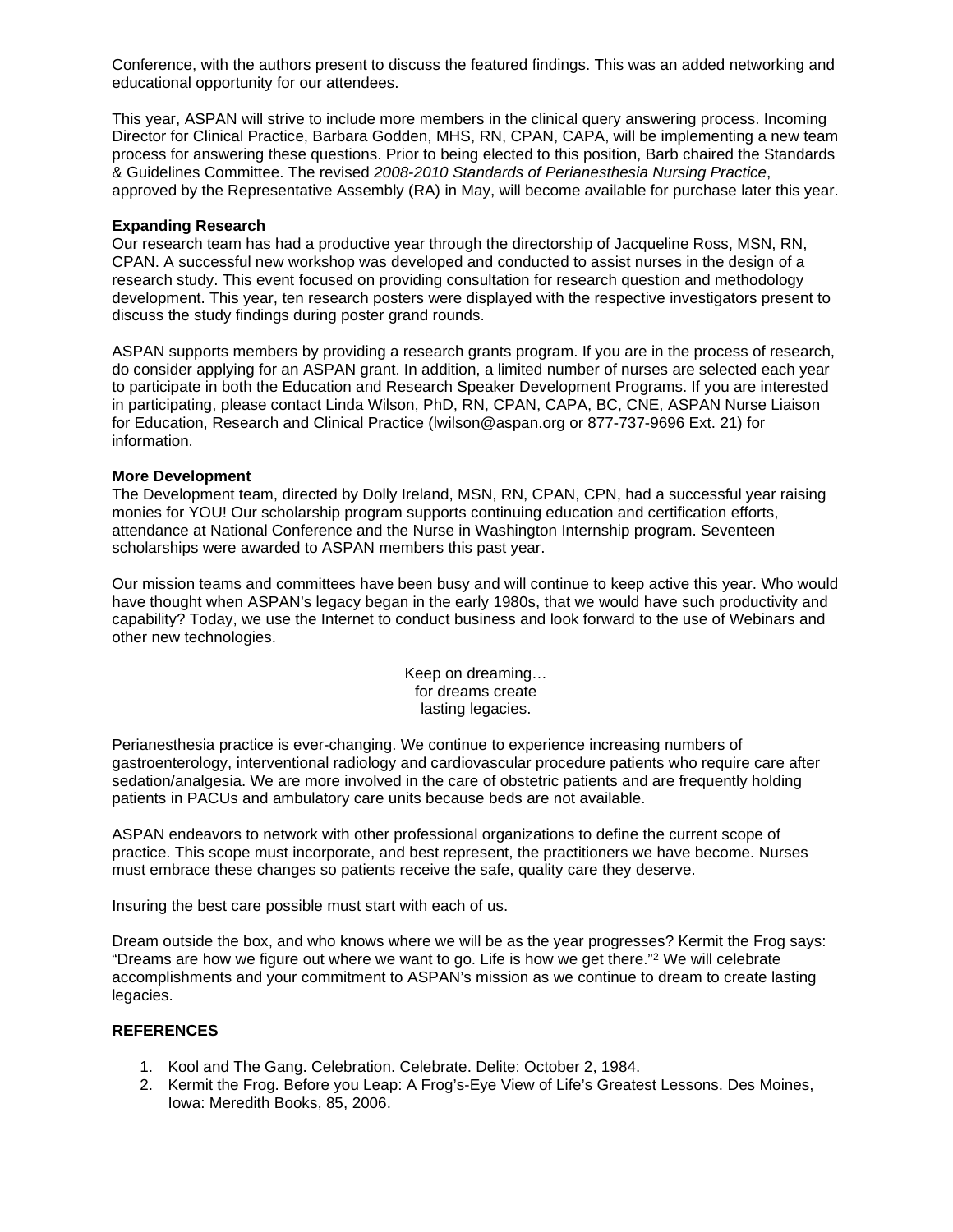Conference, with the authors present to discuss the featured findings. This was an added networking and educational opportunity for our attendees.

This year, ASPAN will strive to include more members in the clinical query answering process. Incoming Director for Clinical Practice, Barbara Godden, MHS, RN, CPAN, CAPA, will be implementing a new team process for answering these questions. Prior to being elected to this position, Barb chaired the Standards & Guidelines Committee. The revised *2008-2010 Standards of Perianesthesia Nursing Practice*, approved by the Representative Assembly (RA) in May, will become available for purchase later this year.

**Expanding Research**

Our research team has had a productive year through the directorship of Jacqueline Ross, MSN, RN, CPAN. A successful new workshop was developed and conducted to assist nurses in the design of a research study. This event focused on providing consultation for research question and methodology development. This year, ten research posters were displayed with the respective investigators present to discuss the study findings during poster grand rounds.

ASPAN supports members by providing a research grants program. If you are in the process of research, do consider applying for an ASPAN grant. In addition, a limited number of nurses are selected each year to participate in both the Education and Research Speaker Development Programs. If you are interested in participating, please contact Linda Wilson, PhD, RN, CPAN, CAPA, BC, CNE, ASPAN Nurse Liaison for Education, Research and Clinical Practice (lwilson@aspan.org or 877-737-9696 Ext. 21) for information.

**More Development**

The Development team, directed by Dolly Ireland, MSN, RN, CPAN, CPN, had a successful year raising monies for YOU! Our scholarship program supports continuing education and certification efforts, attendance at National Conference and the Nurse in Washington Internship program. Seventeen scholarships were awarded to ASPAN members this past year.

Our mission teams and committees have been busy and will continue to keep active this year. Who would have thought when ASPAN's legacy began in the early 1980s, that we would have such productivity and capability? Today, we use the Internet to conduct business and look forward to the use of Webinars and other new technologies.

Keep on dreaming…
for dreams create
lasting legacies.

Perianesthesia practice is ever-changing. We continue to experience increasing numbers of gastroenterology, interventional radiology and cardiovascular procedure patients who require care after sedation/analgesia. We are more involved in the care of obstetric patients and are frequently holding patients in PACUs and ambulatory care units because beds are not available.

ASPAN endeavors to network with other professional organizations to define the current scope of practice. This scope must incorporate, and best represent, the practitioners we have become. Nurses must embrace these changes so patients receive the safe, quality care they deserve.

Insuring the best care possible must start with each of us.

Dream outside the box, and who knows where we will be as the year progresses? Kermit the Frog says: "Dreams are how we figure out where we want to go. Life is how we get there."[2] We will celebrate accomplishments and your commitment to ASPAN's mission as we continue to dream to create lasting legacies.

**REFERENCES**

1. Kool and The Gang. Celebration. Celebrate. Delite: October 2, 1984.
2. Kermit the Frog. Before you Leap: A Frog's-Eye View of Life's Greatest Lessons. Des Moines, Iowa: Meredith Books, 85, 2006.